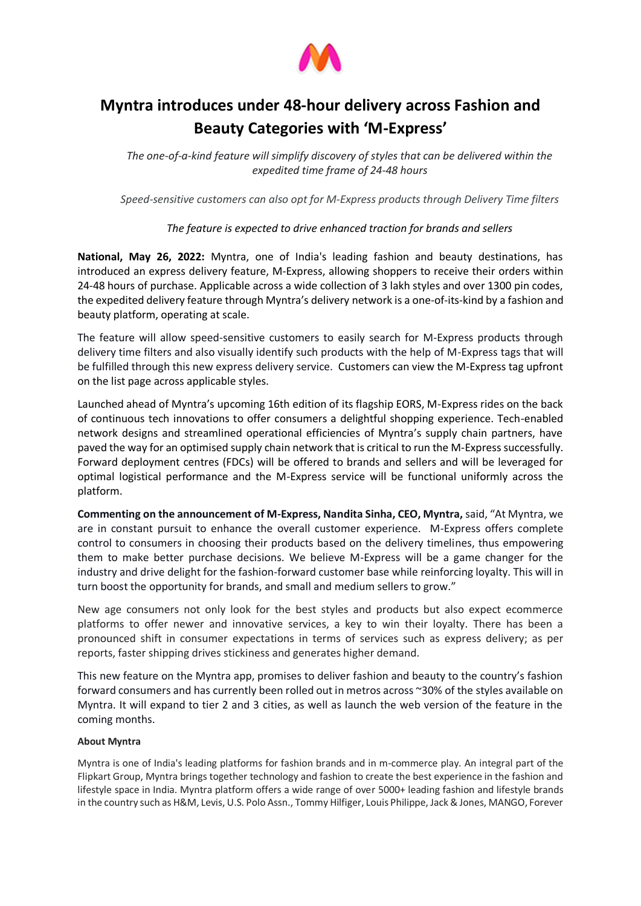# Myntra introduces under 48-hour delivery across Fashion and Beauty Categories with 'M-Express'

*The one-of-a-kind feature will simplify discovery of styles that can be delivered within the expedited time frame of 24-48 hours*

*Speed-sensitive customers can also opt for M-Express products through Delivery Time filters*

*The feature is expected to drive enhanced traction for brands and sellers*

**National, May 26, 2022:** Myntra, one of India's leading fashion and beauty destinations, has introduced an express delivery feature, M-Express, allowing shoppers to receive their orders within 24-48 hours of purchase. Applicable across a wide collection of 3 lakh styles and over 1300 pin codes, the expedited delivery feature through Myntra's delivery network is a one-of-its-kind by a fashion and beauty platform, operating at scale.

The feature will allow speed-sensitive customers to easily search for M-Express products through delivery time filters and also visually identify such products with the help of M-Express tags that will be fulfilled through this new express delivery service. Customers can view the M-Express tag upfront on the list page across applicable styles.

Launched ahead of Myntra's upcoming 16th edition of its flagship EORS, M-Express rides on the back of continuous tech innovations to offer consumers a delightful shopping experience. Tech-enabled network designs and streamlined operational efficiencies of Myntra's supply chain partners, have paved the way for an optimised supply chain network that is critical to run the M-Express successfully. Forward deployment centres (FDCs) will be offered to brands and sellers and will be leveraged for optimal logistical performance and the M-Express service will be functional uniformly across the platform.

**Commenting on the announcement of M-Express, Nandita Sinha, CEO, Myntra,** said, "At Myntra, we are in constant pursuit to enhance the overall customer experience. M-Express offers complete control to consumers in choosing their products based on the delivery timelines, thus empowering them to make better purchase decisions. We believe M-Express will be a game changer for the industry and drive delight for the fashion-forward customer base while reinforcing loyalty. This will in turn boost the opportunity for brands, and small and medium sellers to grow."

New age consumers not only look for the best styles and products but also expect ecommerce platforms to offer newer and innovative services, a key to win their loyalty. There has been a pronounced shift in consumer expectations in terms of services such as express delivery; as per reports, faster shipping drives stickiness and generates higher demand.

This new feature on the Myntra app, promises to deliver fashion and beauty to the country's fashion forward consumers and has currently been rolled out in metros across ~30% of the styles available on Myntra. It will expand to tier 2 and 3 cities, as well as launch the web version of the feature in the coming months.

**About Myntra**

Myntra is one of India's leading platforms for fashion brands and in m-commerce play. An integral part of the Flipkart Group, Myntra brings together technology and fashion to create the best experience in the fashion and lifestyle space in India. Myntra platform offers a wide range of over 5000+ leading fashion and lifestyle brands in the country such as H&M, Levis, U.S. Polo Assn., Tommy Hilfiger, Louis Philippe, Jack & Jones, MANGO, Forever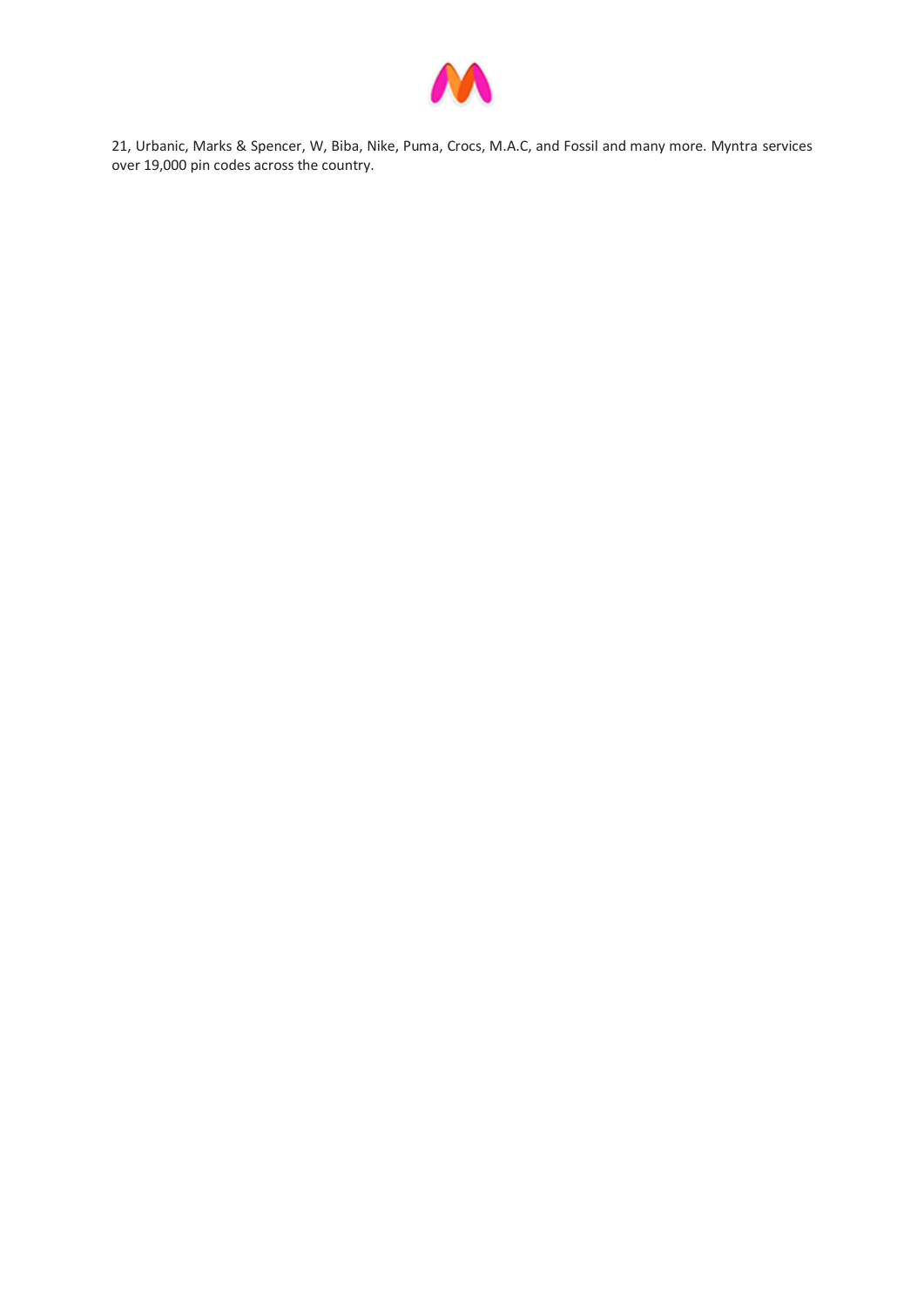21, Urbanic, Marks & Spencer, W, Biba, Nike, Puma, Crocs, M.A.C, and Fossil and many more. Myntra services over 19,000 pin codes across the country.